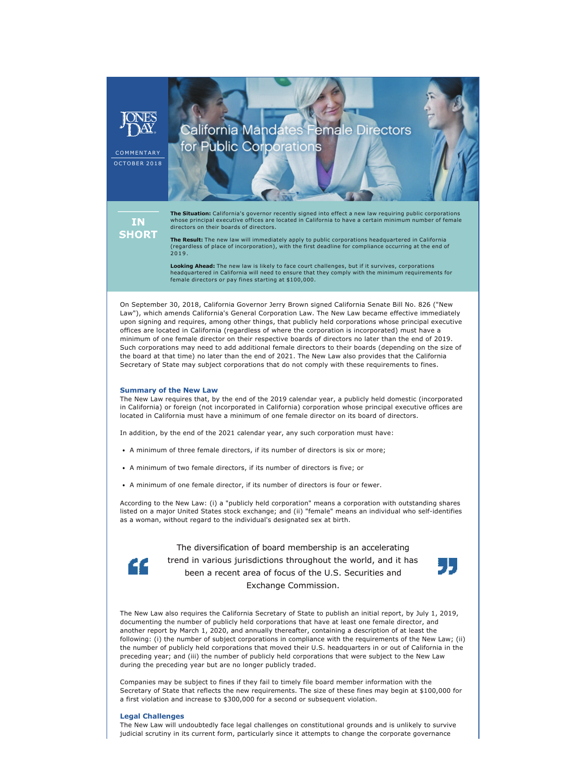JONES DAY

COMMENTARY

OCTOBER 2018

# California Mandates Female Directors for Public Corporations

## IN SHORT

**The Situation:** California's governor recently signed into effect a new law requiring public corporations whose principal executive offices are located in California to have a certain minimum number of female directors on their boards of directors.

**The Result:** The new law will immediately apply to public corporations headquartered in California (regardless of place of incorporation), with the first deadline for compliance occurring at the end of 2019.

**Looking Ahead:** The new law is likely to face court challenges, but if it survives, corporations headquartered in California will need to ensure that they comply with the minimum requirements for female directors or pay fines starting at $100,000.

On September 30, 2018, California Governor Jerry Brown signed California Senate Bill No. 826 ("New Law"), which amends California's General Corporation Law. The New Law became effective immediately upon signing and requires, among other things, that publicly held corporations whose principal executive offices are located in California (regardless of where the corporation is incorporated) must have a minimum of one female director on their respective boards of directors no later than the end of 2019. Such corporations may need to add additional female directors to their boards (depending on the size of the board at that time) no later than the end of 2021. The New Law also provides that the California Secretary of State may subject corporations that do not comply with these requirements to fines.

### Summary of the New Law

The New Law requires that, by the end of the 2019 calendar year, a publicly held domestic (incorporated in California) or foreign (not incorporated in California) corporation whose principal executive offices are located in California must have a minimum of one female director on its board of directors.

In addition, by the end of the 2021 calendar year, any such corporation must have:

- A minimum of three female directors, if its number of directors is six or more;
- A minimum of two female directors, if its number of directors is five; or
- A minimum of one female director, if its number of directors is four or fewer.

According to the New Law: (i) a "publicly held corporation" means a corporation with outstanding shares listed on a major United States stock exchange; and (ii) "female" means an individual who self-identifies as a woman, without regard to the individual's designated sex at birth.

> The diversification of board membership is an accelerating trend in various jurisdictions throughout the world, and it has been a recent area of focus of the U.S. Securities and Exchange Commission.

The New Law also requires the California Secretary of State to publish an initial report, by July 1, 2019, documenting the number of publicly held corporations that have at least one female director, and another report by March 1, 2020, and annually thereafter, containing a description of at least the following: (i) the number of subject corporations in compliance with the requirements of the New Law; (ii) the number of publicly held corporations that moved their U.S. headquarters in or out of California in the preceding year; and (iii) the number of publicly held corporations that were subject to the New Law during the preceding year but are no longer publicly traded.

Companies may be subject to fines if they fail to timely file board member information with the Secretary of State that reflects the new requirements. The size of these fines may begin at $100,000 for a first violation and increase to $300,000 for a second or subsequent violation.

### Legal Challenges

The New Law will undoubtedly face legal challenges on constitutional grounds and is unlikely to survive judicial scrutiny in its current form, particularly since it attempts to change the corporate governance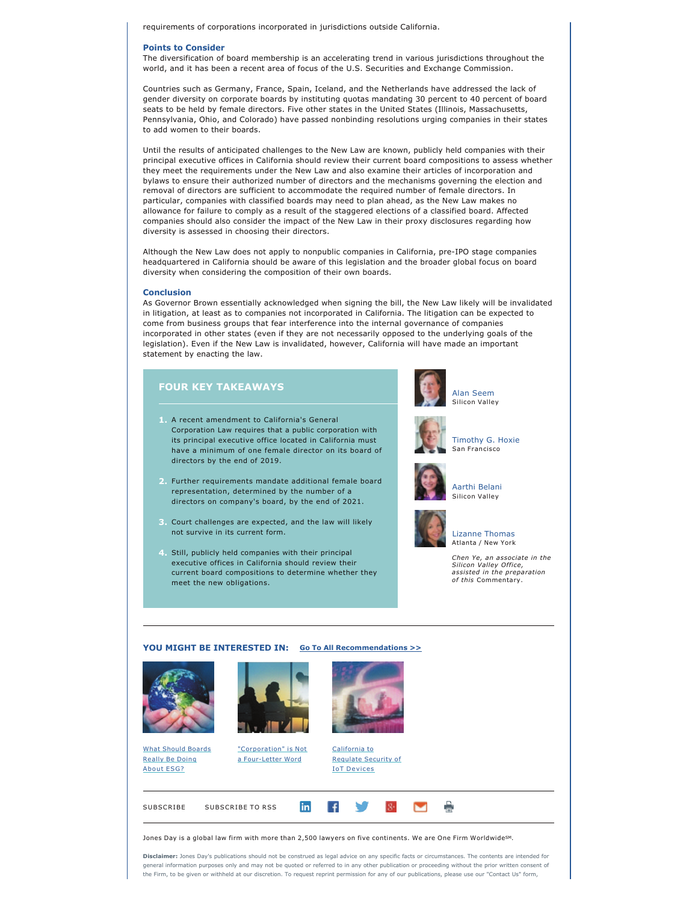requirements of corporations incorporated in jurisdictions outside California.

## Points to Consider

The diversification of board membership is an accelerating trend in various jurisdictions throughout the world, and it has been a recent area of focus of the U.S. Securities and Exchange Commission.

Countries such as Germany, France, Spain, Iceland, and the Netherlands have addressed the lack of gender diversity on corporate boards by instituting quotas mandating 30 percent to 40 percent of board seats to be held by female directors. Five other states in the United States (Illinois, Massachusetts, Pennsylvania, Ohio, and Colorado) have passed nonbinding resolutions urging companies in their states to add women to their boards.

Until the results of anticipated challenges to the New Law are known, publicly held companies with their principal executive offices in California should review their current board compositions to assess whether they meet the requirements under the New Law and also examine their articles of incorporation and bylaws to ensure their authorized number of directors and the mechanisms governing the election and removal of directors are sufficient to accommodate the required number of female directors. In particular, companies with classified boards may need to plan ahead, as the New Law makes no allowance for failure to comply as a result of the staggered elections of a classified board. Affected companies should also consider the impact of the New Law in their proxy disclosures regarding how diversity is assessed in choosing their directors.

Although the New Law does not apply to nonpublic companies in California, pre-IPO stage companies headquartered in California should be aware of this legislation and the broader global focus on board diversity when considering the composition of their own boards.

## Conclusion

As Governor Brown essentially acknowledged when signing the bill, the New Law likely will be invalidated in litigation, at least as to companies not incorporated in California. The litigation can be expected to come from business groups that fear interference into the internal governance of companies incorporated in other states (even if they are not necessarily opposed to the underlying goals of the legislation). Even if the New Law is invalidated, however, California will have made an important statement by enacting the law.

## FOUR KEY TAKEAWAYS

1. A recent amendment to California's General Corporation Law requires that a public corporation with its principal executive office located in California must have a minimum of one female director on its board of directors by the end of 2019.
2. Further requirements mandate additional female board representation, determined by the number of a directors on company's board, by the end of 2021.
3. Court challenges are expected, and the law will likely not survive in its current form.
4. Still, publicly held companies with their principal executive offices in California should review their current board compositions to determine whether they meet the new obligations.

Alan Seem
Silicon Valley

Timothy G. Hoxie
San Francisco

Aarthi Belani
Silicon Valley

Lizanne Thomas
Atlanta / New York

*Chen Ye, an associate in the Silicon Valley Office, assisted in the preparation of this* Commentary.

**YOU MIGHT BE INTERESTED IN:** Go To All Recommendations >>

What Should Boards Really Be Doing About ESG?

"Corporation" is Not a Four-Letter Word

California to Regulate Security of IoT Devices

SUBSCRIBE SUBSCRIBE TO RSS

Jones Day is a global law firm with more than 2,500 lawyers on five continents. We are One Firm Worldwide℠.

**Disclaimer:** Jones Day's publications should not be construed as legal advice on any specific facts or circumstances. The contents are intended for general information purposes only and may not be quoted or referred to in any other publication or proceeding without the prior written consent of the Firm, to be given or withheld at our discretion. To request reprint permission for any of our publications, please use our "Contact Us" form,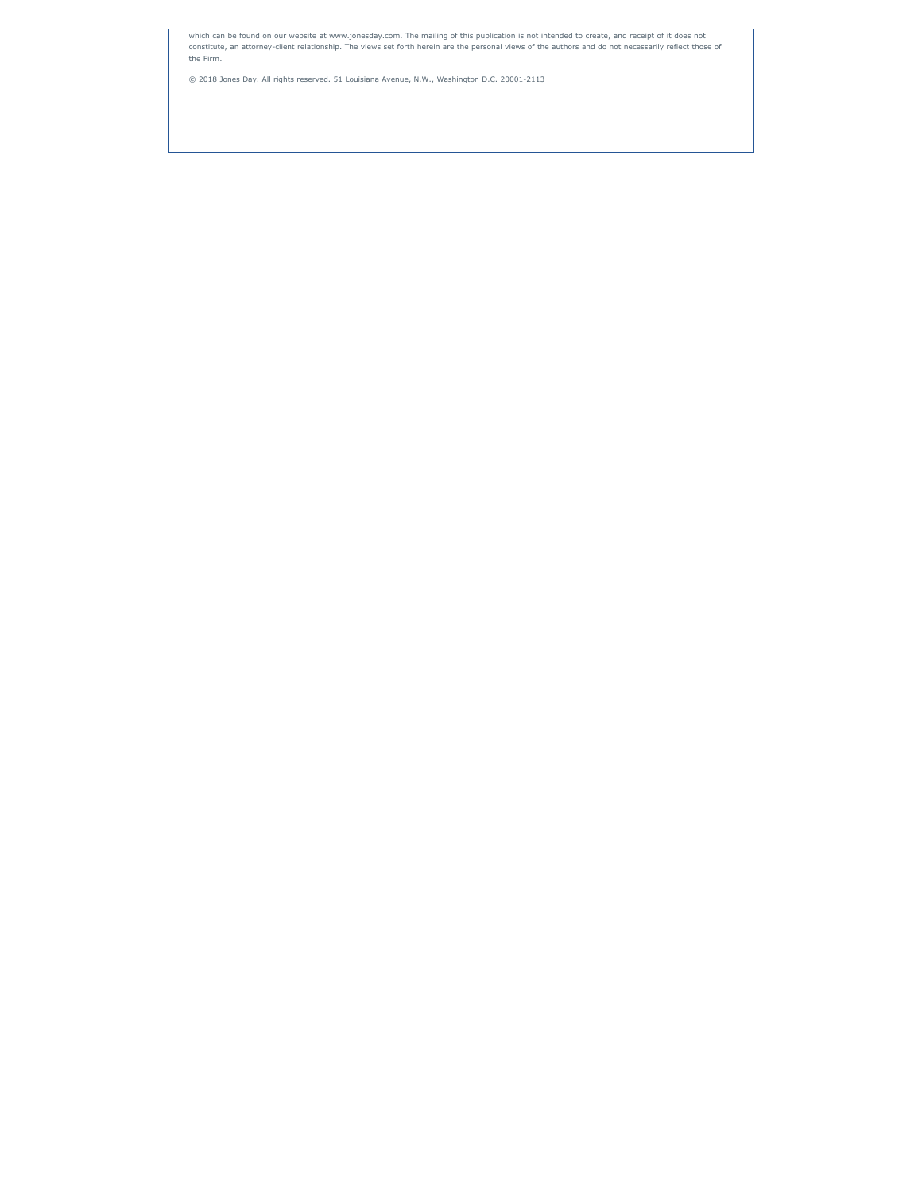which can be found on our website at www.jonesday.com. The mailing of this publication is not intended to create, and receipt of it does not constitute, an attorney-client relationship. The views set forth herein are the personal views of the authors and do not necessarily reflect those of the Firm.

© 2018 Jones Day. All rights reserved. 51 Louisiana Avenue, N.W., Washington D.C. 20001-2113